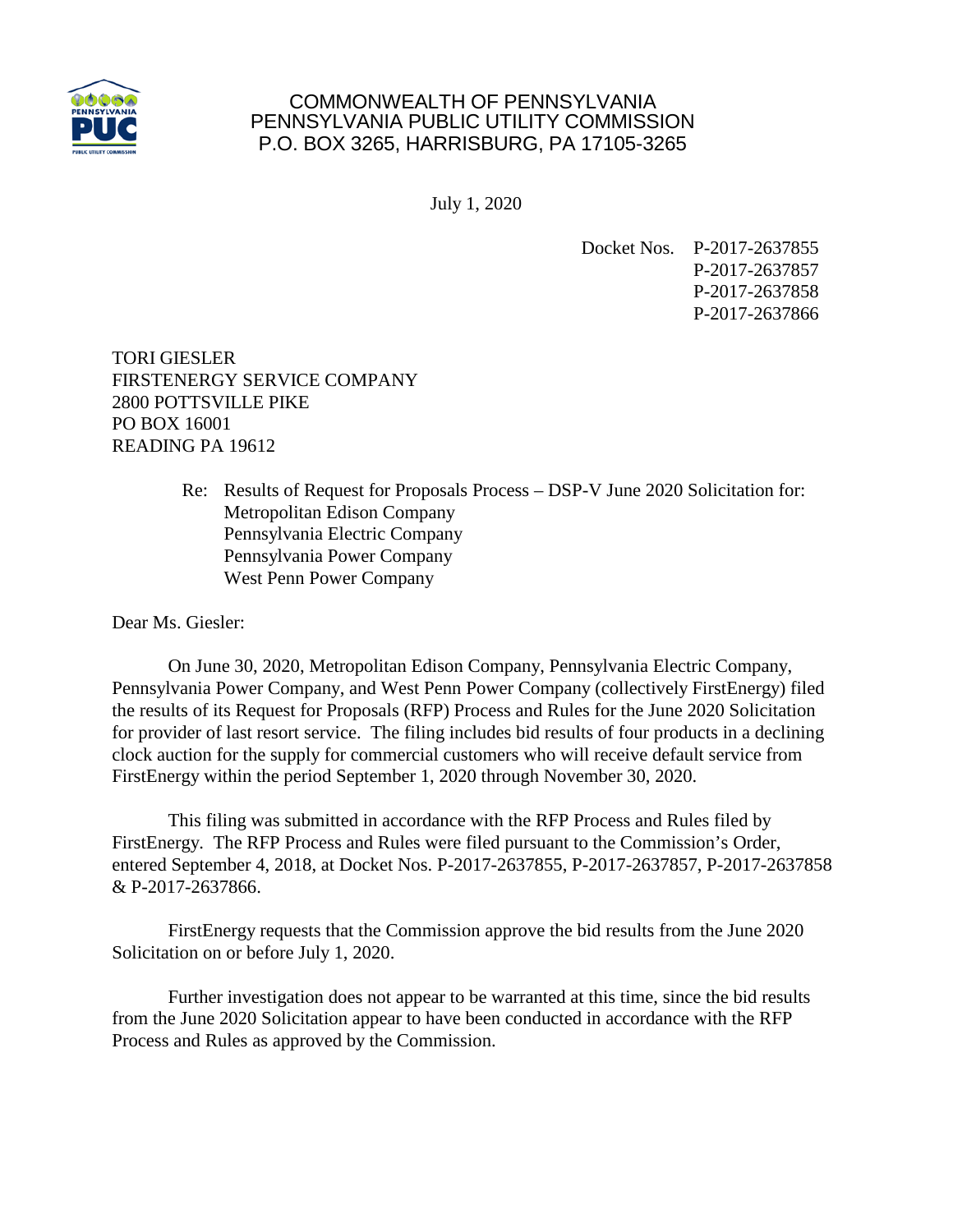COMMONWEALTH OF PENNSYLVANIA
PENNSYLVANIA PUBLIC UTILITY COMMISSION
P.O. BOX 3265, HARRISBURG, PA 17105-3265

July 1, 2020

Docket Nos. P-2017-2637855
P-2017-2637857
P-2017-2637858
P-2017-2637866

TORI GIESLER
FIRSTENERGY SERVICE COMPANY
2800 POTTSVILLE PIKE
PO BOX 16001
READING PA 19612

Re: Results of Request for Proposals Process – DSP-V June 2020 Solicitation for:
Metropolitan Edison Company
Pennsylvania Electric Company
Pennsylvania Power Company
West Penn Power Company

Dear Ms. Giesler:

On June 30, 2020, Metropolitan Edison Company, Pennsylvania Electric Company, Pennsylvania Power Company, and West Penn Power Company (collectively FirstEnergy) filed the results of its Request for Proposals (RFP) Process and Rules for the June 2020 Solicitation for provider of last resort service. The filing includes bid results of four products in a declining clock auction for the supply for commercial customers who will receive default service from FirstEnergy within the period September 1, 2020 through November 30, 2020.

This filing was submitted in accordance with the RFP Process and Rules filed by FirstEnergy. The RFP Process and Rules were filed pursuant to the Commission's Order, entered September 4, 2018, at Docket Nos. P-2017-2637855, P-2017-2637857, P-2017-2637858 & P-2017-2637866.

FirstEnergy requests that the Commission approve the bid results from the June 2020 Solicitation on or before July 1, 2020.

Further investigation does not appear to be warranted at this time, since the bid results from the June 2020 Solicitation appear to have been conducted in accordance with the RFP Process and Rules as approved by the Commission.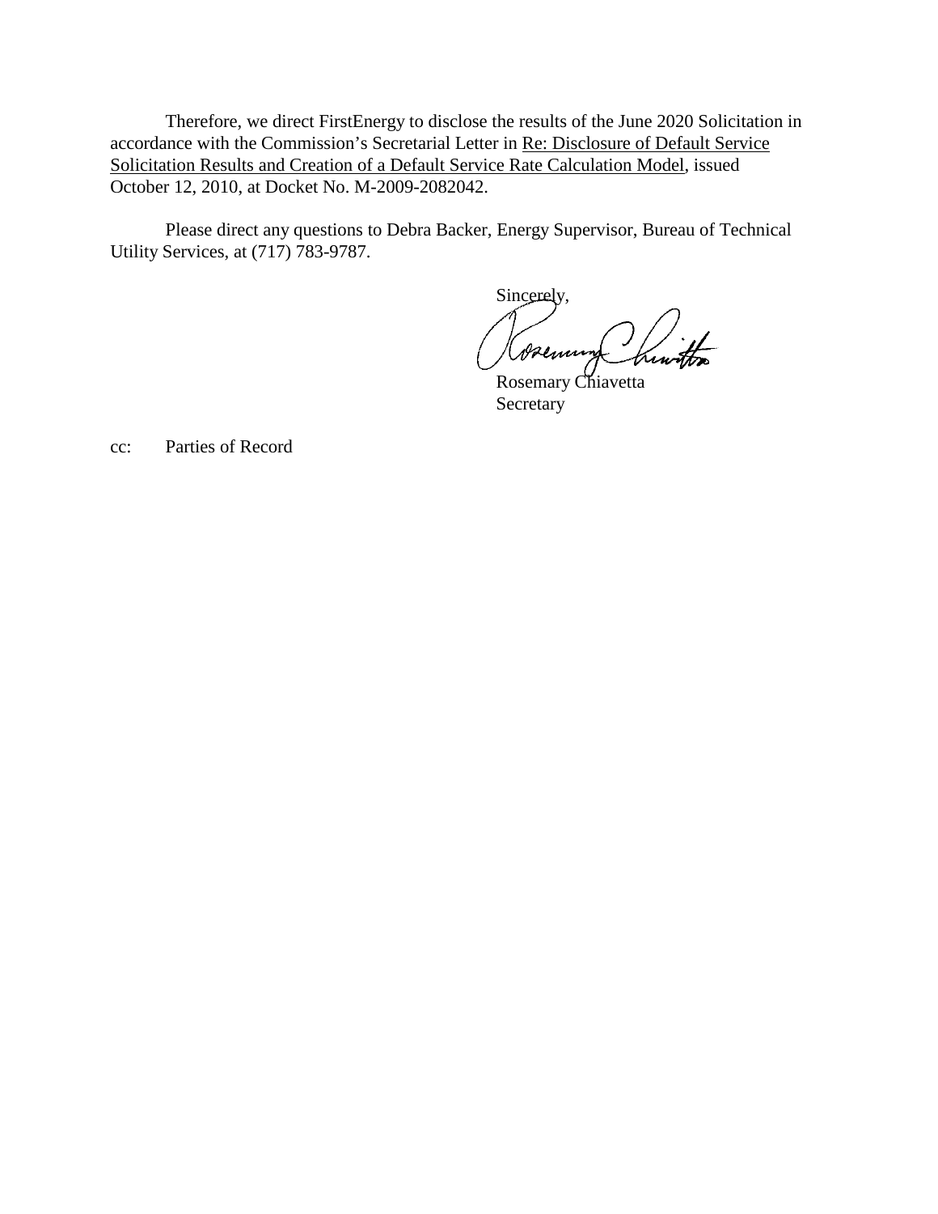Therefore, we direct FirstEnergy to disclose the results of the June 2020 Solicitation in accordance with the Commission's Secretarial Letter in Re: Disclosure of Default Service Solicitation Results and Creation of a Default Service Rate Calculation Model, issued October 12, 2010, at Docket No. M-2009-2082042.

Please direct any questions to Debra Backer, Energy Supervisor, Bureau of Technical Utility Services, at (717) 783-9787.

Sincerely,

Rosemary Chiavetta
Secretary

cc: Parties of Record